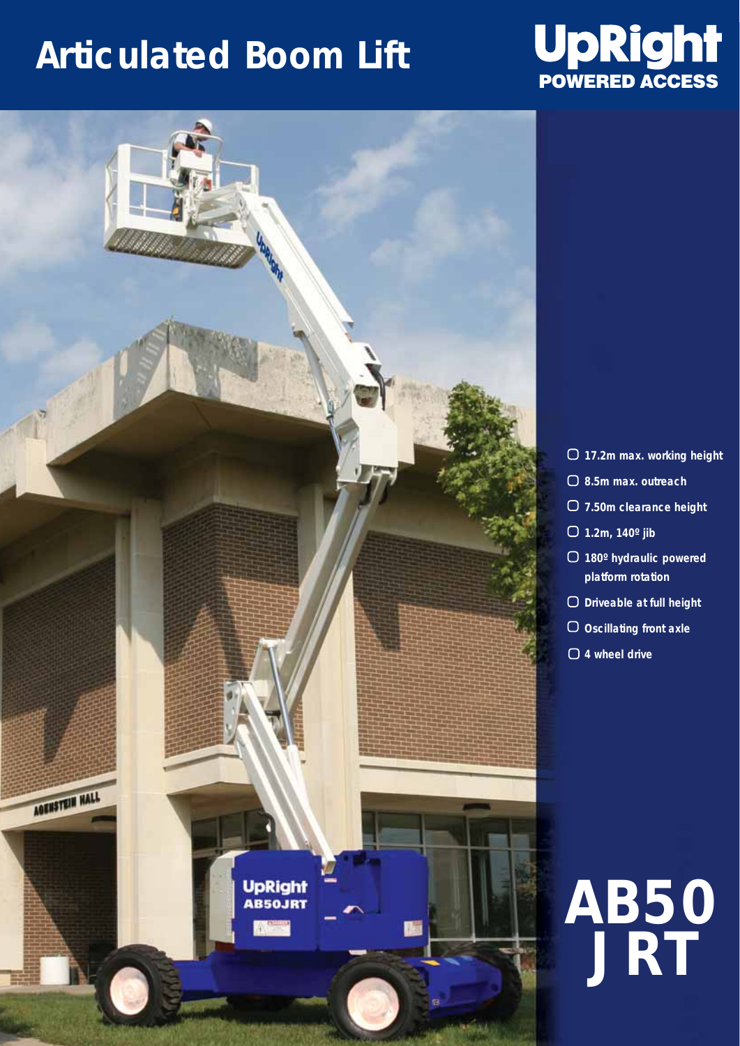# Articulated Boom Lift

UpRight
POWERED ACCESS

- 17.2m max. working height
- 8.5m max. outreach
- 7.50m clearance height
- 1.2m, 140º jib
- 180º hydraulic powered platform rotation
- Driveable at full height
- Oscillating front axle
- 4 wheel drive

# AB50 JRT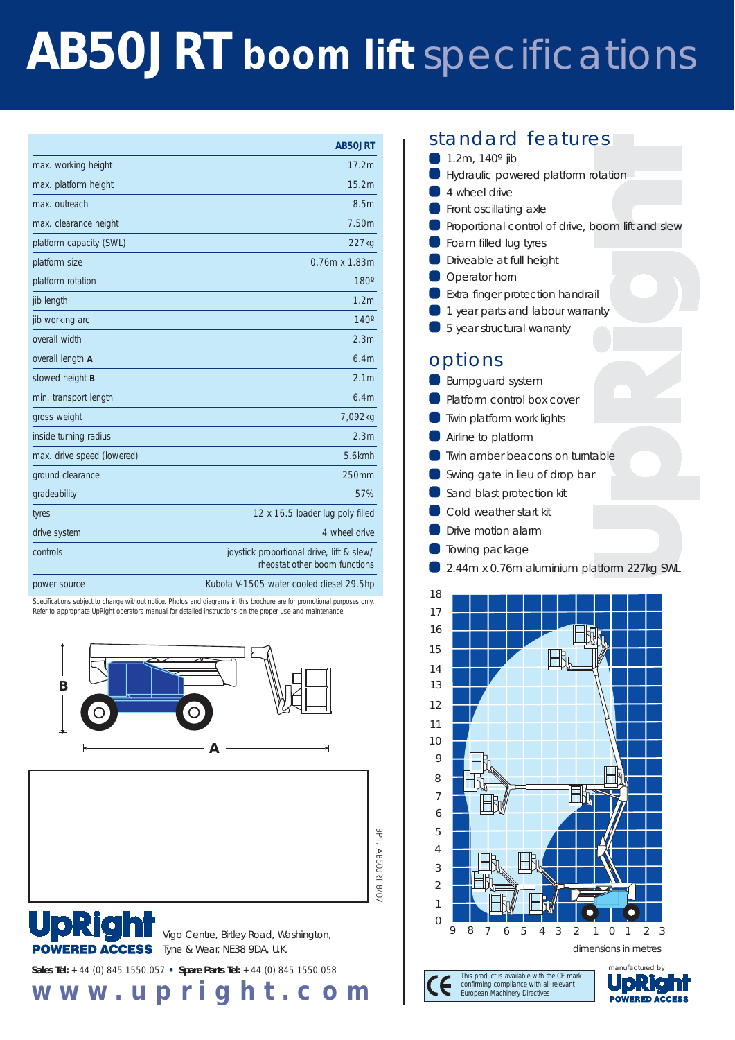# AB50JRT boom lift specifications

| | AB50JRT |
|---|---|
| max. working height | 17.2m |
| max. platform height | 15.2m |
| max. outreach | 8.5m |
| max. clearance height | 7.50m |
| platform capacity (SWL) | 227kg |
| platform size | 0.76m x 1.83m |
| platform rotation | 180º |
| jib length | 1.2m |
| jib working arc | 140º |
| overall width | 2.3m |
| overall length **A** | 6.4m |
| stowed height **B** | 2.1m |
| min. transport length | 6.4m |
| gross weight | 7,092kg |
| inside turning radius | 2.3m |
| max. drive speed (lowered) | 5.6kmh |
| ground clearance | 250mm |
| gradeability | 57% |
| tyres | 12 x 16.5 loader lug poly filled |
| drive system | 4 wheel drive |
| controls | joystick proportional drive, lift & slew/ rheostat other boom functions |
| power source | Kubota V-1505 water cooled diesel 29.5hp |

Specifications subject to change without notice. Photos and diagrams in this brochure are for promotional purposes only. Refer to appropriate UpRight operators manual for detailed instructions on the proper use and maintenance.

B

A

## standard features

- 1.2m, 140º jib
- Hydraulic powered platform rotation
- 4 wheel drive
- Front oscillating axle
- Proportional control of drive, boom lift and slew
- Foam filled lug tyres
- Driveable at full height
- Operator horn
- Extra finger protection handrail
- 1 year parts and labour warranty
- 5 year structural warranty

## options

- Bumpguard system
- Platform control box cover
- Twin platform work lights
- Airline to platform
- Twin amber beacons on turntable
- Swing gate in lieu of drop bar
- Sand blast protection kit
- Cold weather start kit
- Drive motion alarm
- Towing package
- 2.44m x 0.76m aluminium platform 227kg SWL

18 17 16 15 14 13 12 11 10 9 8 7 6 5 4 3 2 1 0

9 8 7 6 5 4 3 2 1 0 1 2 3

dimensions in metres

BP1. AB50JRT 8/07

UpRight POWERED ACCESS

Vigo Centre, Birtley Road, Washington, Tyne & Wear, NE38 9DA, U.K.

**Sales Tel:** +44 (0) 845 1550 057 • **Spare Parts Tel:** +44 (0) 845 1550 058

www.upright.com

CE This product is available with the CE mark confirming compliance with all relevant European Machinery Directives

manufactured by UpRight POWERED ACCESS